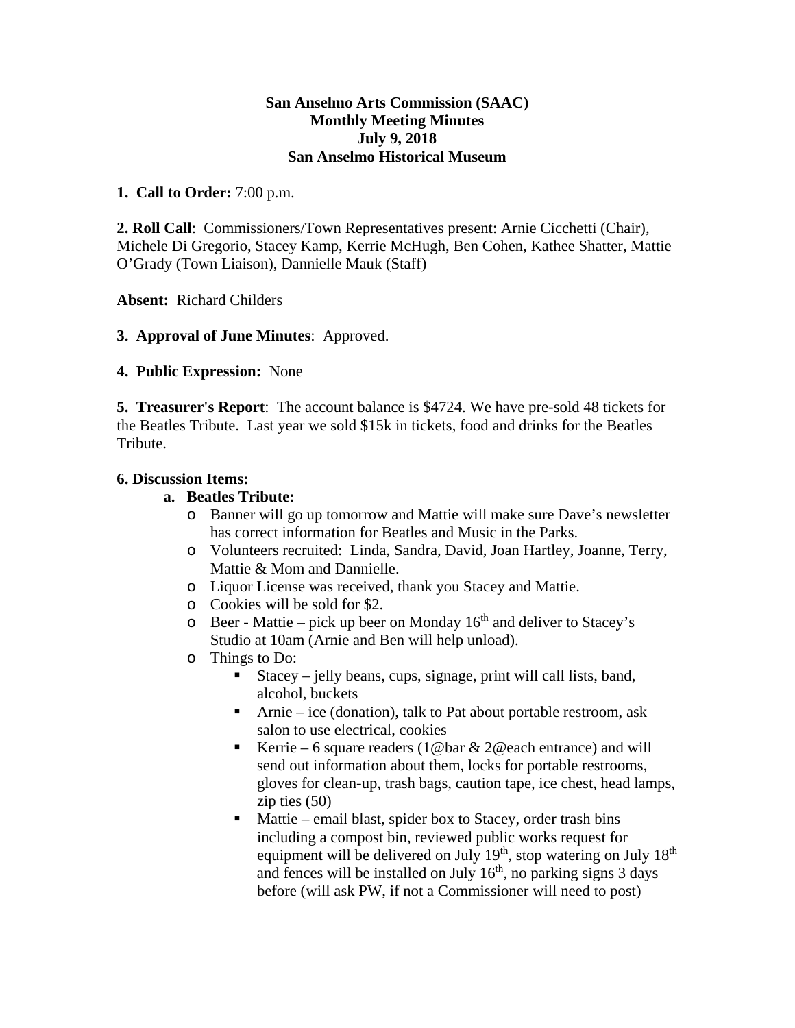**San Anselmo Arts Commission (SAAC)**
**Monthly Meeting Minutes**
**July 9, 2018**
**San Anselmo Historical Museum**

**1. Call to Order:** 7:00 p.m.

**2. Roll Call**: Commissioners/Town Representatives present: Arnie Cicchetti (Chair), Michele Di Gregorio, Stacey Kamp, Kerrie McHugh, Ben Cohen, Kathee Shatter, Mattie O'Grady (Town Liaison), Dannielle Mauk (Staff)

**Absent:** Richard Childers

**3. Approval of June Minutes**: Approved.

**4. Public Expression:** None

**5. Treasurer's Report**: The account balance is $4724. We have pre-sold 48 tickets for the Beatles Tribute. Last year we sold $15k in tickets, food and drinks for the Beatles Tribute.

**6. Discussion Items:**

a. **Beatles Tribute:**
   - Banner will go up tomorrow and Mattie will make sure Dave's newsletter has correct information for Beatles and Music in the Parks.
   - Volunteers recruited: Linda, Sandra, David, Joan Hartley, Joanne, Terry, Mattie & Mom and Dannielle.
   - Liquor License was received, thank you Stacey and Mattie.
   - Cookies will be sold for $2.
   - Beer - Mattie – pick up beer on Monday 16th and deliver to Stacey's Studio at 10am (Arnie and Ben will help unload).
   - Things to Do:
     - Stacey – jelly beans, cups, signage, print will call lists, band, alcohol, buckets
     - Arnie – ice (donation), talk to Pat about portable restroom, ask salon to use electrical, cookies
     - Kerrie – 6 square readers (1@bar & 2@each entrance) and will send out information about them, locks for portable restrooms, gloves for clean-up, trash bags, caution tape, ice chest, head lamps, zip ties (50)
     - Mattie – email blast, spider box to Stacey, order trash bins including a compost bin, reviewed public works request for equipment will be delivered on July 19th, stop watering on July 18th and fences will be installed on July 16th, no parking signs 3 days before (will ask PW, if not a Commissioner will need to post)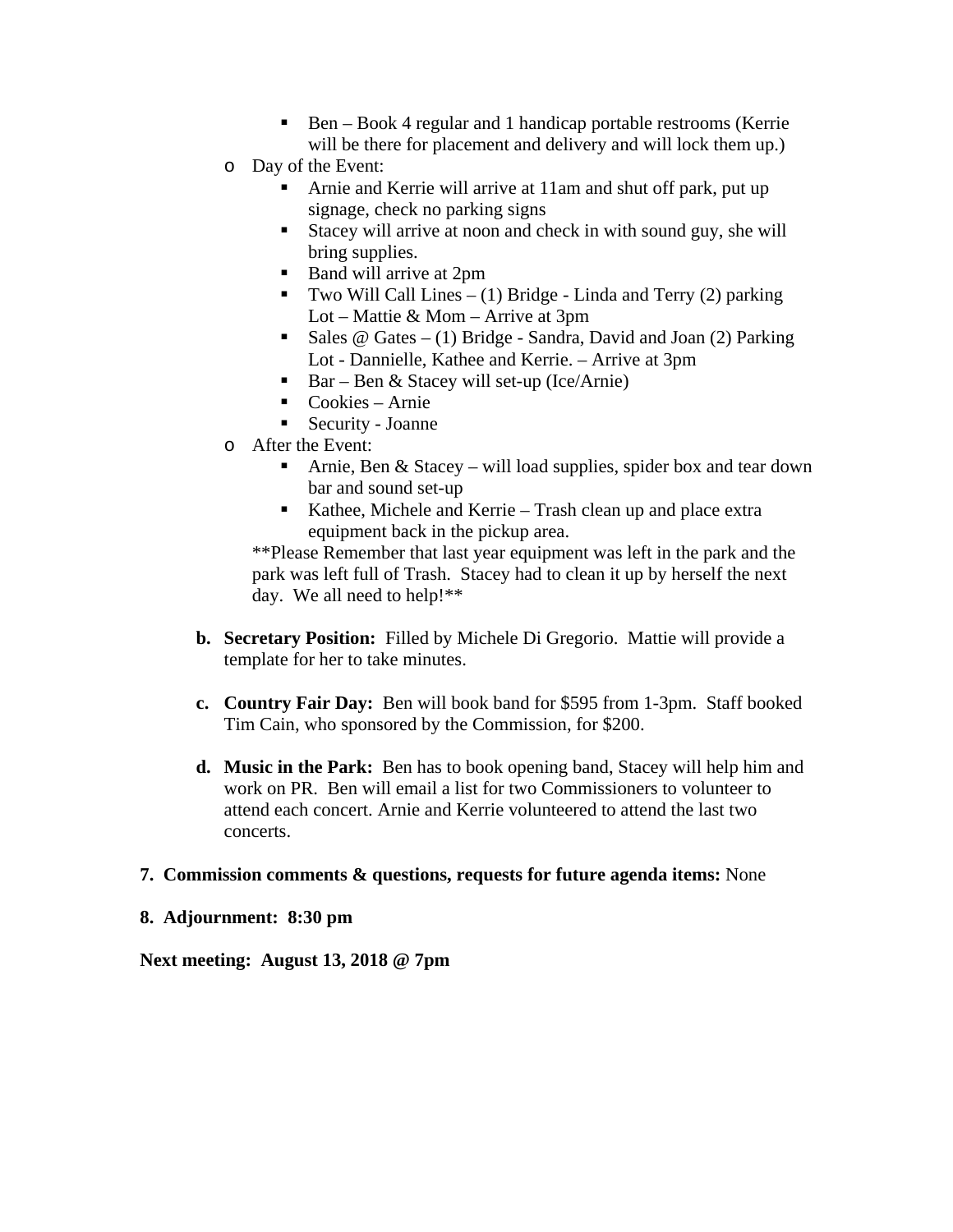- Ben – Book 4 regular and 1 handicap portable restrooms (Kerrie will be there for placement and delivery and will lock them up.)
    - Day of the Event:
        - Arnie and Kerrie will arrive at 11am and shut off park, put up signage, check no parking signs
        - Stacey will arrive at noon and check in with sound guy, she will bring supplies.
        - Band will arrive at 2pm
        - Two Will Call Lines – (1) Bridge - Linda and Terry (2) parking Lot – Mattie & Mom – Arrive at 3pm
        - Sales @ Gates – (1) Bridge - Sandra, David and Joan (2) Parking Lot - Dannielle, Kathee and Kerrie. – Arrive at 3pm
        - Bar – Ben & Stacey will set-up (Ice/Arnie)
        - Cookies – Arnie
        - Security - Joanne
    - After the Event:
        - Arnie, Ben & Stacey – will load supplies, spider box and tear down bar and sound set-up
        - Kathee, Michele and Kerrie – Trash clean up and place extra equipment back in the pickup area.

    **Please Remember that last year equipment was left in the park and the park was left full of Trash. Stacey had to clean it up by herself the next day. We all need to help!**

b. **Secretary Position:** Filled by Michele Di Gregorio. Mattie will provide a template for her to take minutes.

c. **Country Fair Day:** Ben will book band for $595 from 1-3pm. Staff booked Tim Cain, who sponsored by the Commission, for $200.

d. **Music in the Park:** Ben has to book opening band, Stacey will help him and work on PR. Ben will email a list for two Commissioners to volunteer to attend each concert. Arnie and Kerrie volunteered to attend the last two concerts.

**7. Commission comments & questions, requests for future agenda items:** None

**8. Adjournment: 8:30 pm**

**Next meeting: August 13, 2018 @ 7pm**